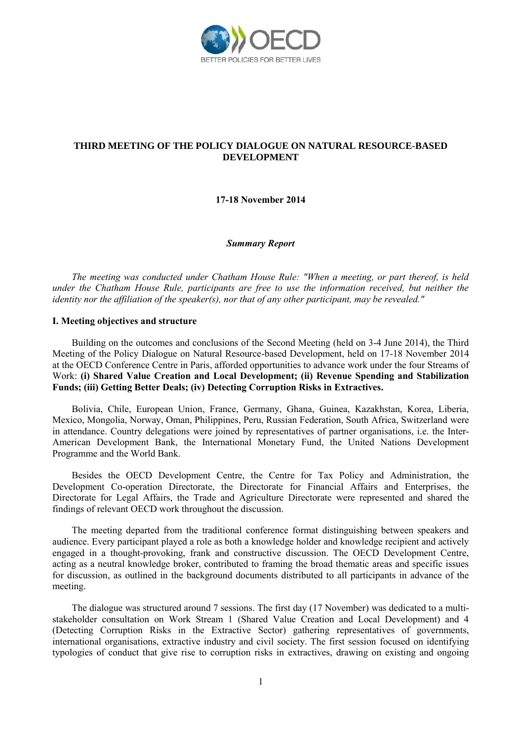# THIRD MEETING OF THE POLICY DIALOGUE ON NATURAL RESOURCE-BASED DEVELOPMENT

**17-18 November 2014**

***Summary Report***

*The meeting was conducted under Chatham House Rule: "When a meeting, or part thereof, is held under the Chatham House Rule, participants are free to use the information received, but neither the identity nor the affiliation of the speaker(s), nor that of any other participant, may be revealed."*

## I. Meeting objectives and structure

Building on the outcomes and conclusions of the Second Meeting (held on 3-4 June 2014), the Third Meeting of the Policy Dialogue on Natural Resource-based Development, held on 17-18 November 2014 at the OECD Conference Centre in Paris, afforded opportunities to advance work under the four Streams of Work: **(i) Shared Value Creation and Local Development; (ii) Revenue Spending and Stabilization Funds; (iii) Getting Better Deals; (iv) Detecting Corruption Risks in Extractives.**

Bolivia, Chile, European Union, France, Germany, Ghana, Guinea, Kazakhstan, Korea, Liberia, Mexico, Mongolia, Norway, Oman, Philippines, Peru, Russian Federation, South Africa, Switzerland were in attendance. Country delegations were joined by representatives of partner organisations, i.e. the Inter-American Development Bank, the International Monetary Fund, the United Nations Development Programme and the World Bank.

Besides the OECD Development Centre, the Centre for Tax Policy and Administration, the Development Co-operation Directorate, the Directorate for Financial Affairs and Enterprises, the Directorate for Legal Affairs, the Trade and Agriculture Directorate were represented and shared the findings of relevant OECD work throughout the discussion.

The meeting departed from the traditional conference format distinguishing between speakers and audience. Every participant played a role as both a knowledge holder and knowledge recipient and actively engaged in a thought-provoking, frank and constructive discussion. The OECD Development Centre, acting as a neutral knowledge broker, contributed to framing the broad thematic areas and specific issues for discussion, as outlined in the background documents distributed to all participants in advance of the meeting.

The dialogue was structured around 7 sessions. The first day (17 November) was dedicated to a multi-stakeholder consultation on Work Stream 1 (Shared Value Creation and Local Development) and 4 (Detecting Corruption Risks in the Extractive Sector) gathering representatives of governments, international organisations, extractive industry and civil society. The first session focused on identifying typologies of conduct that give rise to corruption risks in extractives, drawing on existing and ongoing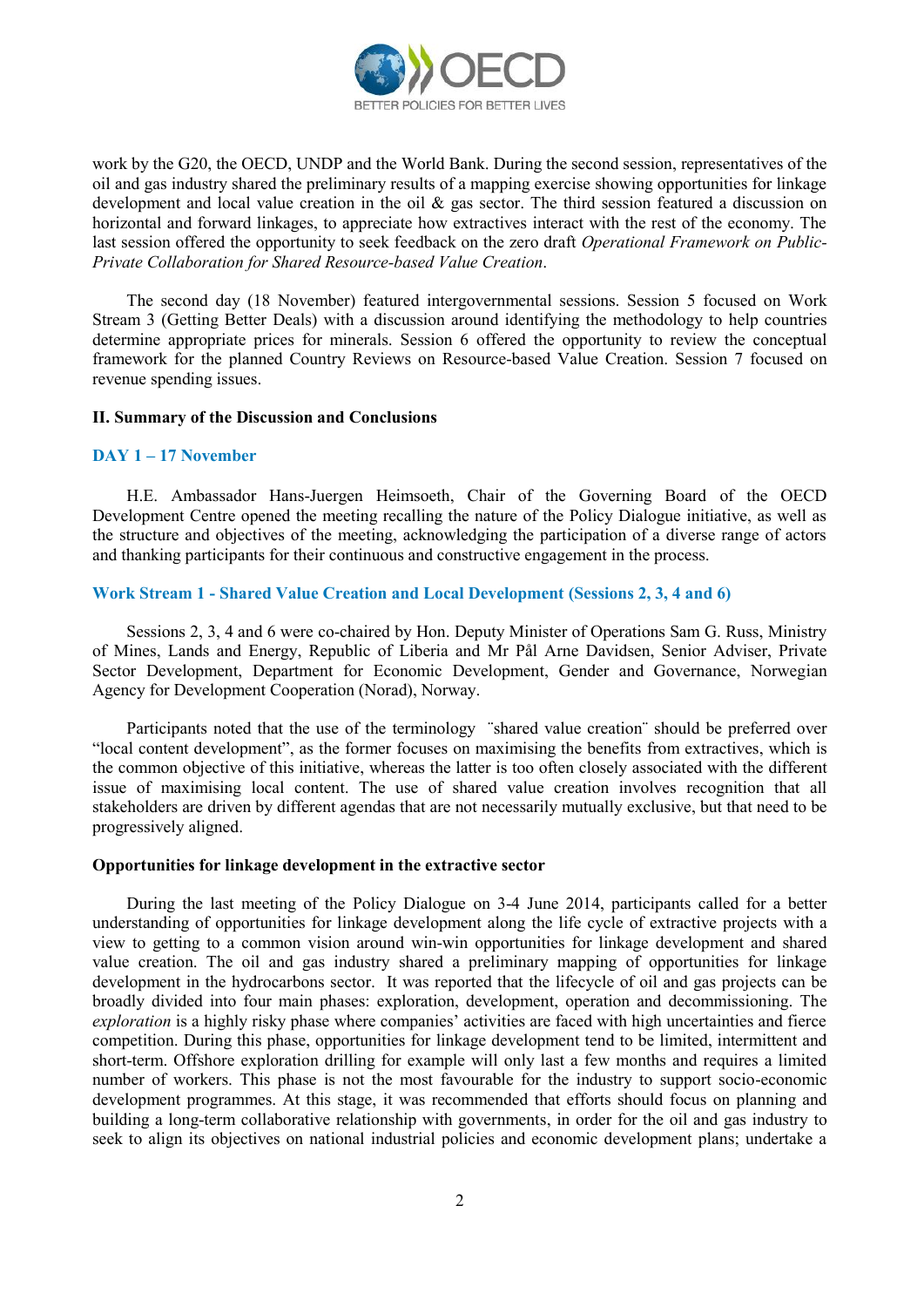work by the G20, the OECD, UNDP and the World Bank. During the second session, representatives of the oil and gas industry shared the preliminary results of a mapping exercise showing opportunities for linkage development and local value creation in the oil & gas sector. The third session featured a discussion on horizontal and forward linkages, to appreciate how extractives interact with the rest of the economy. The last session offered the opportunity to seek feedback on the zero draft *Operational Framework on Public-Private Collaboration for Shared Resource-based Value Creation*.

The second day (18 November) featured intergovernmental sessions. Session 5 focused on Work Stream 3 (Getting Better Deals) with a discussion around identifying the methodology to help countries determine appropriate prices for minerals. Session 6 offered the opportunity to review the conceptual framework for the planned Country Reviews on Resource-based Value Creation. Session 7 focused on revenue spending issues.

## II. Summary of the Discussion and Conclusions

### DAY 1 – 17 November

H.E. Ambassador Hans-Juergen Heimsoeth, Chair of the Governing Board of the OECD Development Centre opened the meeting recalling the nature of the Policy Dialogue initiative, as well as the structure and objectives of the meeting, acknowledging the participation of a diverse range of actors and thanking participants for their continuous and constructive engagement in the process.

### Work Stream 1 - Shared Value Creation and Local Development (Sessions 2, 3, 4 and 6)

Sessions 2, 3, 4 and 6 were co-chaired by Hon. Deputy Minister of Operations Sam G. Russ, Ministry of Mines, Lands and Energy, Republic of Liberia and Mr Pål Arne Davidsen, Senior Adviser, Private Sector Development, Department for Economic Development, Gender and Governance, Norwegian Agency for Development Cooperation (Norad), Norway.

Participants noted that the use of the terminology ¨shared value creation¨ should be preferred over "local content development", as the former focuses on maximising the benefits from extractives, which is the common objective of this initiative, whereas the latter is too often closely associated with the different issue of maximising local content. The use of shared value creation involves recognition that all stakeholders are driven by different agendas that are not necessarily mutually exclusive, but that need to be progressively aligned.

#### Opportunities for linkage development in the extractive sector

During the last meeting of the Policy Dialogue on 3-4 June 2014, participants called for a better understanding of opportunities for linkage development along the life cycle of extractive projects with a view to getting to a common vision around win-win opportunities for linkage development and shared value creation. The oil and gas industry shared a preliminary mapping of opportunities for linkage development in the hydrocarbons sector. It was reported that the lifecycle of oil and gas projects can be broadly divided into four main phases: exploration, development, operation and decommissioning. The *exploration* is a highly risky phase where companies' activities are faced with high uncertainties and fierce competition. During this phase, opportunities for linkage development tend to be limited, intermittent and short-term. Offshore exploration drilling for example will only last a few months and requires a limited number of workers. This phase is not the most favourable for the industry to support socio-economic development programmes. At this stage, it was recommended that efforts should focus on planning and building a long-term collaborative relationship with governments, in order for the oil and gas industry to seek to align its objectives on national industrial policies and economic development plans; undertake a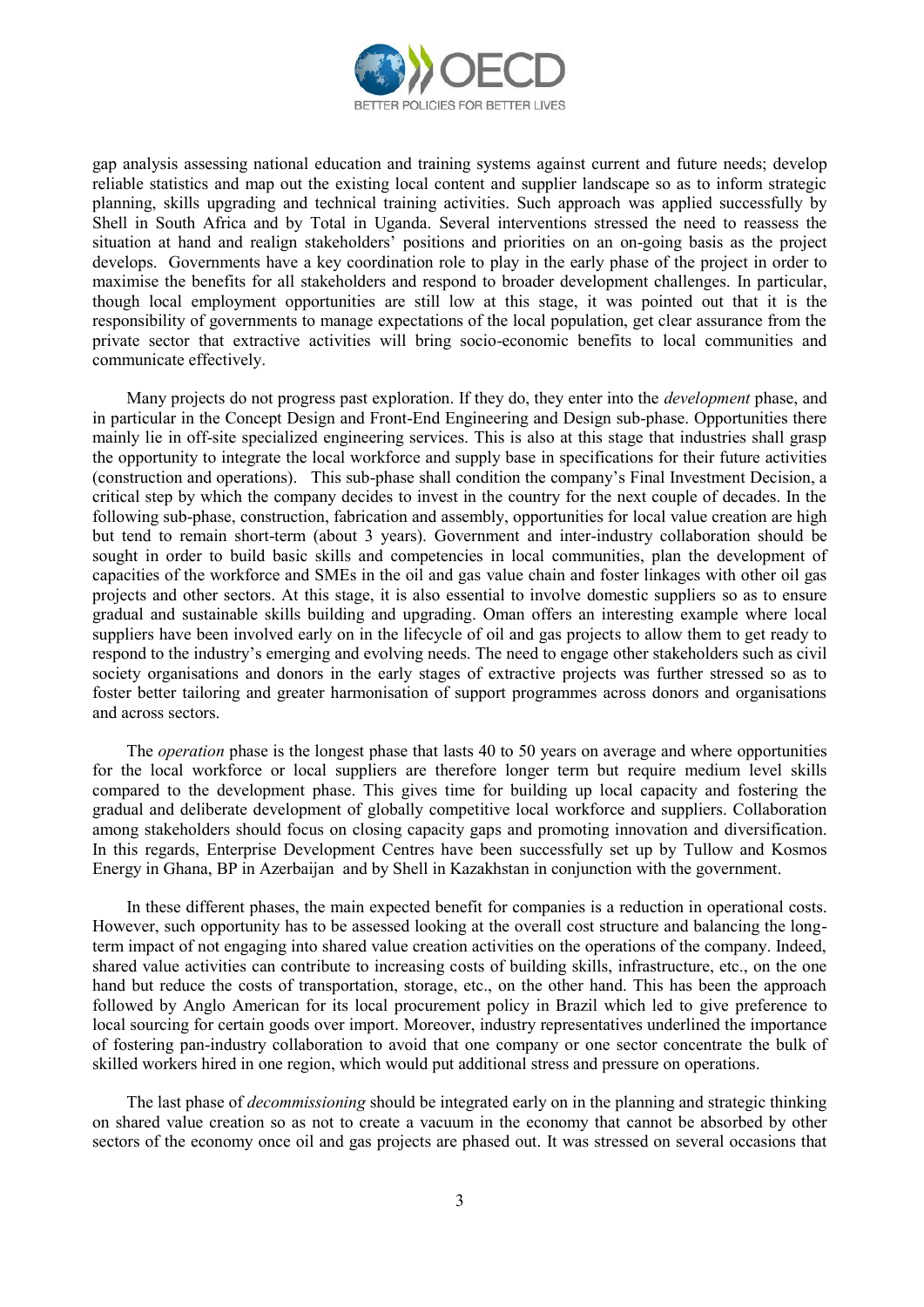gap analysis assessing national education and training systems against current and future needs; develop reliable statistics and map out the existing local content and supplier landscape so as to inform strategic planning, skills upgrading and technical training activities. Such approach was applied successfully by Shell in South Africa and by Total in Uganda. Several interventions stressed the need to reassess the situation at hand and realign stakeholders' positions and priorities on an on-going basis as the project develops. Governments have a key coordination role to play in the early phase of the project in order to maximise the benefits for all stakeholders and respond to broader development challenges. In particular, though local employment opportunities are still low at this stage, it was pointed out that it is the responsibility of governments to manage expectations of the local population, get clear assurance from the private sector that extractive activities will bring socio-economic benefits to local communities and communicate effectively.

Many projects do not progress past exploration. If they do, they enter into the *development* phase, and in particular in the Concept Design and Front-End Engineering and Design sub-phase. Opportunities there mainly lie in off-site specialized engineering services. This is also at this stage that industries shall grasp the opportunity to integrate the local workforce and supply base in specifications for their future activities (construction and operations). This sub-phase shall condition the company's Final Investment Decision, a critical step by which the company decides to invest in the country for the next couple of decades. In the following sub-phase, construction, fabrication and assembly, opportunities for local value creation are high but tend to remain short-term (about 3 years). Government and inter-industry collaboration should be sought in order to build basic skills and competencies in local communities, plan the development of capacities of the workforce and SMEs in the oil and gas value chain and foster linkages with other oil gas projects and other sectors. At this stage, it is also essential to involve domestic suppliers so as to ensure gradual and sustainable skills building and upgrading. Oman offers an interesting example where local suppliers have been involved early on in the lifecycle of oil and gas projects to allow them to get ready to respond to the industry's emerging and evolving needs. The need to engage other stakeholders such as civil society organisations and donors in the early stages of extractive projects was further stressed so as to foster better tailoring and greater harmonisation of support programmes across donors and organisations and across sectors.

The *operation* phase is the longest phase that lasts 40 to 50 years on average and where opportunities for the local workforce or local suppliers are therefore longer term but require medium level skills compared to the development phase. This gives time for building up local capacity and fostering the gradual and deliberate development of globally competitive local workforce and suppliers. Collaboration among stakeholders should focus on closing capacity gaps and promoting innovation and diversification. In this regards, Enterprise Development Centres have been successfully set up by Tullow and Kosmos Energy in Ghana, BP in Azerbaijan and by Shell in Kazakhstan in conjunction with the government.

In these different phases, the main expected benefit for companies is a reduction in operational costs. However, such opportunity has to be assessed looking at the overall cost structure and balancing the long-term impact of not engaging into shared value creation activities on the operations of the company. Indeed, shared value activities can contribute to increasing costs of building skills, infrastructure, etc., on the one hand but reduce the costs of transportation, storage, etc., on the other hand. This has been the approach followed by Anglo American for its local procurement policy in Brazil which led to give preference to local sourcing for certain goods over import. Moreover, industry representatives underlined the importance of fostering pan-industry collaboration to avoid that one company or one sector concentrate the bulk of skilled workers hired in one region, which would put additional stress and pressure on operations.

The last phase of *decommissioning* should be integrated early on in the planning and strategic thinking on shared value creation so as not to create a vacuum in the economy that cannot be absorbed by other sectors of the economy once oil and gas projects are phased out. It was stressed on several occasions that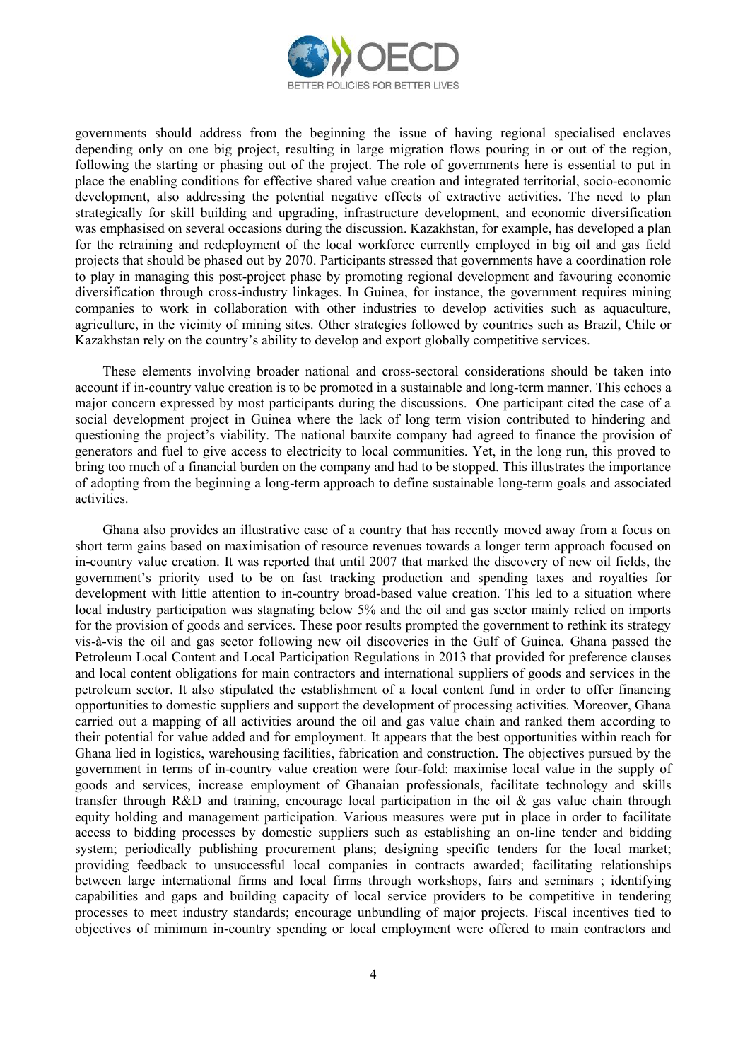governments should address from the beginning the issue of having regional specialised enclaves depending only on one big project, resulting in large migration flows pouring in or out of the region, following the starting or phasing out of the project. The role of governments here is essential to put in place the enabling conditions for effective shared value creation and integrated territorial, socio-economic development, also addressing the potential negative effects of extractive activities. The need to plan strategically for skill building and upgrading, infrastructure development, and economic diversification was emphasised on several occasions during the discussion. Kazakhstan, for example, has developed a plan for the retraining and redeployment of the local workforce currently employed in big oil and gas field projects that should be phased out by 2070. Participants stressed that governments have a coordination role to play in managing this post-project phase by promoting regional development and favouring economic diversification through cross-industry linkages. In Guinea, for instance, the government requires mining companies to work in collaboration with other industries to develop activities such as aquaculture, agriculture, in the vicinity of mining sites. Other strategies followed by countries such as Brazil, Chile or Kazakhstan rely on the country's ability to develop and export globally competitive services.

These elements involving broader national and cross-sectoral considerations should be taken into account if in-country value creation is to be promoted in a sustainable and long-term manner. This echoes a major concern expressed by most participants during the discussions. One participant cited the case of a social development project in Guinea where the lack of long term vision contributed to hindering and questioning the project's viability. The national bauxite company had agreed to finance the provision of generators and fuel to give access to electricity to local communities. Yet, in the long run, this proved to bring too much of a financial burden on the company and had to be stopped. This illustrates the importance of adopting from the beginning a long-term approach to define sustainable long-term goals and associated activities.

Ghana also provides an illustrative case of a country that has recently moved away from a focus on short term gains based on maximisation of resource revenues towards a longer term approach focused on in-country value creation. It was reported that until 2007 that marked the discovery of new oil fields, the government's priority used to be on fast tracking production and spending taxes and royalties for development with little attention to in-country broad-based value creation. This led to a situation where local industry participation was stagnating below 5% and the oil and gas sector mainly relied on imports for the provision of goods and services. These poor results prompted the government to rethink its strategy vis-à-vis the oil and gas sector following new oil discoveries in the Gulf of Guinea. Ghana passed the Petroleum Local Content and Local Participation Regulations in 2013 that provided for preference clauses and local content obligations for main contractors and international suppliers of goods and services in the petroleum sector. It also stipulated the establishment of a local content fund in order to offer financing opportunities to domestic suppliers and support the development of processing activities. Moreover, Ghana carried out a mapping of all activities around the oil and gas value chain and ranked them according to their potential for value added and for employment. It appears that the best opportunities within reach for Ghana lied in logistics, warehousing facilities, fabrication and construction. The objectives pursued by the government in terms of in-country value creation were four-fold: maximise local value in the supply of goods and services, increase employment of Ghanaian professionals, facilitate technology and skills transfer through R&D and training, encourage local participation in the oil & gas value chain through equity holding and management participation. Various measures were put in place in order to facilitate access to bidding processes by domestic suppliers such as establishing an on-line tender and bidding system; periodically publishing procurement plans; designing specific tenders for the local market; providing feedback to unsuccessful local companies in contracts awarded; facilitating relationships between large international firms and local firms through workshops, fairs and seminars ; identifying capabilities and gaps and building capacity of local service providers to be competitive in tendering processes to meet industry standards; encourage unbundling of major projects. Fiscal incentives tied to objectives of minimum in-country spending or local employment were offered to main contractors and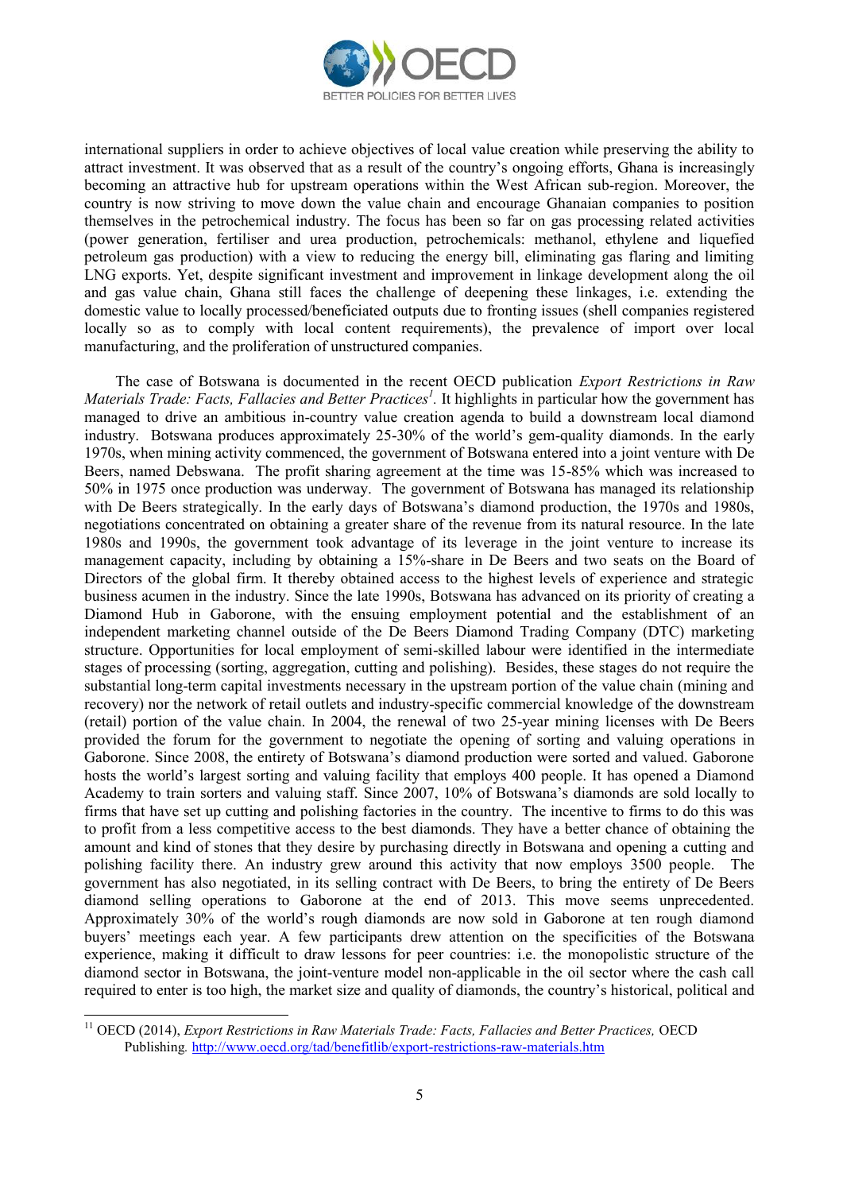international suppliers in order to achieve objectives of local value creation while preserving the ability to attract investment. It was observed that as a result of the country's ongoing efforts, Ghana is increasingly becoming an attractive hub for upstream operations within the West African sub-region. Moreover, the country is now striving to move down the value chain and encourage Ghanaian companies to position themselves in the petrochemical industry. The focus has been so far on gas processing related activities (power generation, fertiliser and urea production, petrochemicals: methanol, ethylene and liquefied petroleum gas production) with a view to reducing the energy bill, eliminating gas flaring and limiting LNG exports. Yet, despite significant investment and improvement in linkage development along the oil and gas value chain, Ghana still faces the challenge of deepening these linkages, i.e. extending the domestic value to locally processed/beneficiated outputs due to fronting issues (shell companies registered locally so as to comply with local content requirements), the prevalence of import over local manufacturing, and the proliferation of unstructured companies.

The case of Botswana is documented in the recent OECD publication *Export Restrictions in Raw Materials Trade: Facts, Fallacies and Better Practices*[1]. It highlights in particular how the government has managed to drive an ambitious in-country value creation agenda to build a downstream local diamond industry. Botswana produces approximately 25-30% of the world's gem-quality diamonds. In the early 1970s, when mining activity commenced, the government of Botswana entered into a joint venture with De Beers, named Debswana. The profit sharing agreement at the time was 15-85% which was increased to 50% in 1975 once production was underway. The government of Botswana has managed its relationship with De Beers strategically. In the early days of Botswana's diamond production, the 1970s and 1980s, negotiations concentrated on obtaining a greater share of the revenue from its natural resource. In the late 1980s and 1990s, the government took advantage of its leverage in the joint venture to increase its management capacity, including by obtaining a 15%-share in De Beers and two seats on the Board of Directors of the global firm. It thereby obtained access to the highest levels of experience and strategic business acumen in the industry. Since the late 1990s, Botswana has advanced on its priority of creating a Diamond Hub in Gaborone, with the ensuing employment potential and the establishment of an independent marketing channel outside of the De Beers Diamond Trading Company (DTC) marketing structure. Opportunities for local employment of semi-skilled labour were identified in the intermediate stages of processing (sorting, aggregation, cutting and polishing). Besides, these stages do not require the substantial long-term capital investments necessary in the upstream portion of the value chain (mining and recovery) nor the network of retail outlets and industry-specific commercial knowledge of the downstream (retail) portion of the value chain. In 2004, the renewal of two 25-year mining licenses with De Beers provided the forum for the government to negotiate the opening of sorting and valuing operations in Gaborone. Since 2008, the entirety of Botswana's diamond production were sorted and valued. Gaborone hosts the world's largest sorting and valuing facility that employs 400 people. It has opened a Diamond Academy to train sorters and valuing staff. Since 2007, 10% of Botswana's diamonds are sold locally to firms that have set up cutting and polishing factories in the country. The incentive to firms to do this was to profit from a less competitive access to the best diamonds. They have a better chance of obtaining the amount and kind of stones that they desire by purchasing directly in Botswana and opening a cutting and polishing facility there. An industry grew around this activity that now employs 3500 people. The government has also negotiated, in its selling contract with De Beers, to bring the entirety of De Beers diamond selling operations to Gaborone at the end of 2013. This move seems unprecedented. Approximately 30% of the world's rough diamonds are now sold in Gaborone at ten rough diamond buyers' meetings each year. A few participants drew attention on the specificities of the Botswana experience, making it difficult to draw lessons for peer countries: i.e. the monopolistic structure of the diamond sector in Botswana, the joint-venture model non-applicable in the oil sector where the cash call required to enter is too high, the market size and quality of diamonds, the country's historical, political and

---

[11] OECD (2014), *Export Restrictions in Raw Materials Trade: Facts, Fallacies and Better Practices,* OECD Publishing. http://www.oecd.org/tad/benefitlib/export-restrictions-raw-materials.htm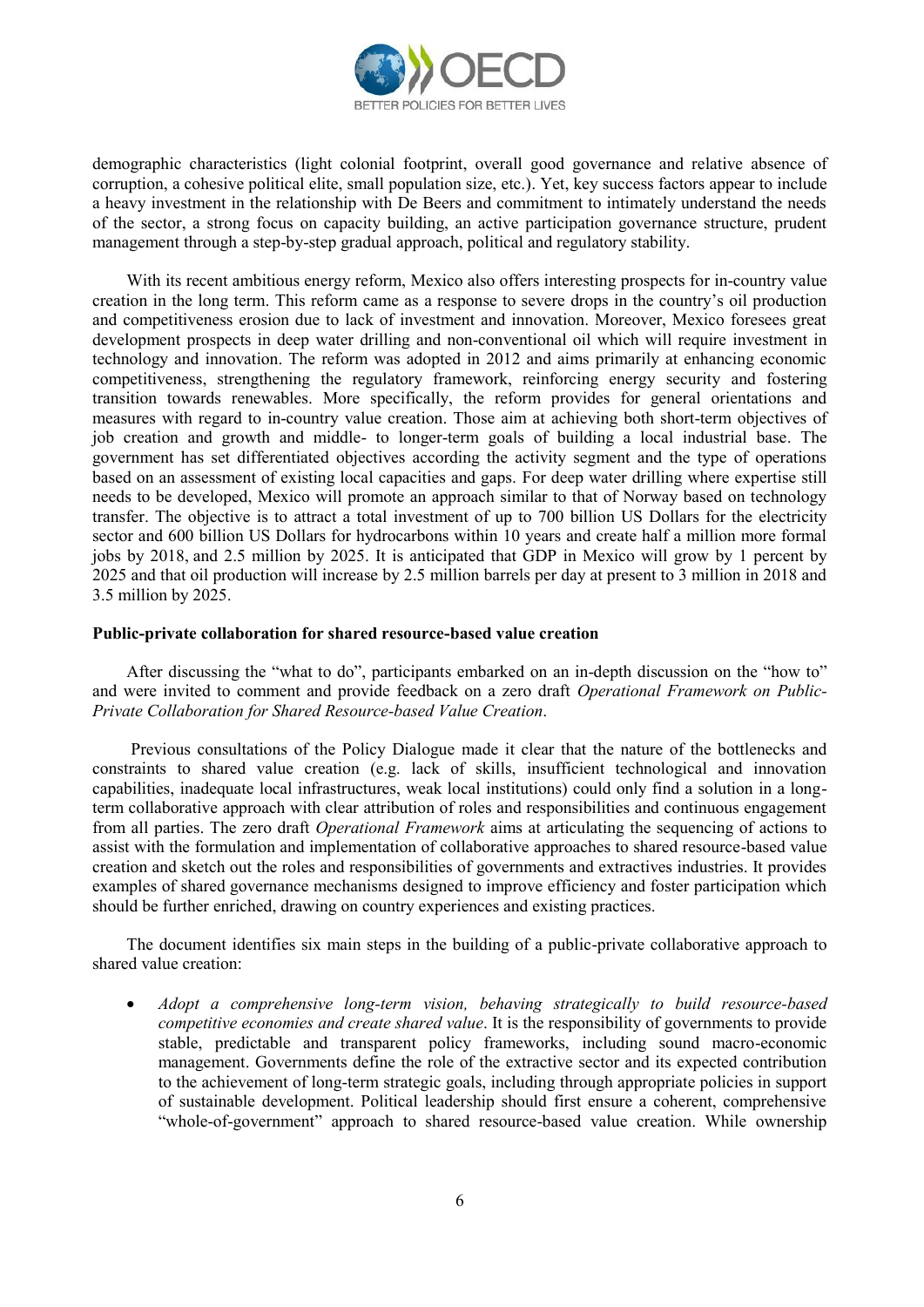demographic characteristics (light colonial footprint, overall good governance and relative absence of corruption, a cohesive political elite, small population size, etc.). Yet, key success factors appear to include a heavy investment in the relationship with De Beers and commitment to intimately understand the needs of the sector, a strong focus on capacity building, an active participation governance structure, prudent management through a step-by-step gradual approach, political and regulatory stability.

With its recent ambitious energy reform, Mexico also offers interesting prospects for in-country value creation in the long term. This reform came as a response to severe drops in the country's oil production and competitiveness erosion due to lack of investment and innovation. Moreover, Mexico foresees great development prospects in deep water drilling and non-conventional oil which will require investment in technology and innovation. The reform was adopted in 2012 and aims primarily at enhancing economic competitiveness, strengthening the regulatory framework, reinforcing energy security and fostering transition towards renewables. More specifically, the reform provides for general orientations and measures with regard to in-country value creation. Those aim at achieving both short-term objectives of job creation and growth and middle- to longer-term goals of building a local industrial base. The government has set differentiated objectives according the activity segment and the type of operations based on an assessment of existing local capacities and gaps. For deep water drilling where expertise still needs to be developed, Mexico will promote an approach similar to that of Norway based on technology transfer. The objective is to attract a total investment of up to 700 billion US Dollars for the electricity sector and 600 billion US Dollars for hydrocarbons within 10 years and create half a million more formal jobs by 2018, and 2.5 million by 2025. It is anticipated that GDP in Mexico will grow by 1 percent by 2025 and that oil production will increase by 2.5 million barrels per day at present to 3 million in 2018 and 3.5 million by 2025.

**Public-private collaboration for shared resource-based value creation**

After discussing the "what to do", participants embarked on an in-depth discussion on the "how to" and were invited to comment and provide feedback on a zero draft *Operational Framework on Public-Private Collaboration for Shared Resource-based Value Creation*.

Previous consultations of the Policy Dialogue made it clear that the nature of the bottlenecks and constraints to shared value creation (e.g. lack of skills, insufficient technological and innovation capabilities, inadequate local infrastructures, weak local institutions) could only find a solution in a long-term collaborative approach with clear attribution of roles and responsibilities and continuous engagement from all parties. The zero draft *Operational Framework* aims at articulating the sequencing of actions to assist with the formulation and implementation of collaborative approaches to shared resource-based value creation and sketch out the roles and responsibilities of governments and extractives industries. It provides examples of shared governance mechanisms designed to improve efficiency and foster participation which should be further enriched, drawing on country experiences and existing practices.

The document identifies six main steps in the building of a public-private collaborative approach to shared value creation:

- *Adopt a comprehensive long-term vision, behaving strategically to build resource-based competitive economies and create shared value*. It is the responsibility of governments to provide stable, predictable and transparent policy frameworks, including sound macro-economic management. Governments define the role of the extractive sector and its expected contribution to the achievement of long-term strategic goals, including through appropriate policies in support of sustainable development. Political leadership should first ensure a coherent, comprehensive "whole-of-government" approach to shared resource-based value creation. While ownership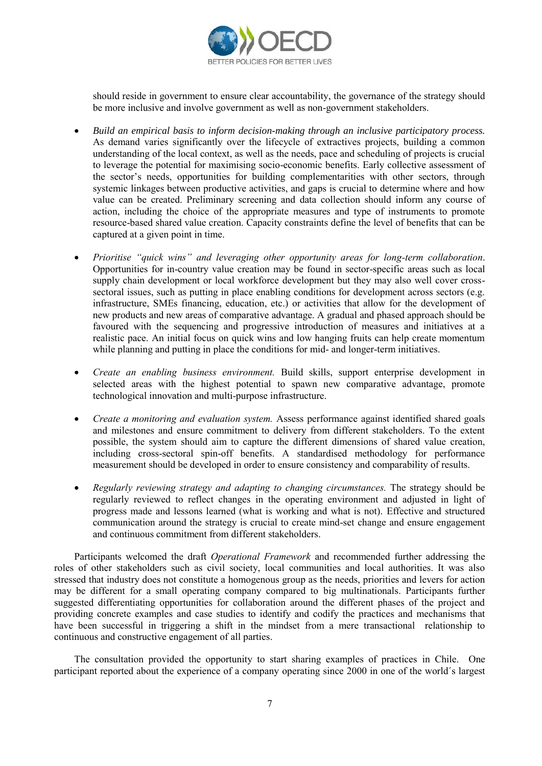should reside in government to ensure clear accountability, the governance of the strategy should be more inclusive and involve government as well as non-government stakeholders.

- *Build an empirical basis to inform decision-making through an inclusive participatory process.* As demand varies significantly over the lifecycle of extractives projects, building a common understanding of the local context, as well as the needs, pace and scheduling of projects is crucial to leverage the potential for maximising socio-economic benefits. Early collective assessment of the sector's needs, opportunities for building complementarities with other sectors, through systemic linkages between productive activities, and gaps is crucial to determine where and how value can be created. Preliminary screening and data collection should inform any course of action, including the choice of the appropriate measures and type of instruments to promote resource-based shared value creation. Capacity constraints define the level of benefits that can be captured at a given point in time.

- *Prioritise "quick wins" and leveraging other opportunity areas for long-term collaboration*. Opportunities for in-country value creation may be found in sector-specific areas such as local supply chain development or local workforce development but they may also well cover cross-sectoral issues, such as putting in place enabling conditions for development across sectors (e.g. infrastructure, SMEs financing, education, etc.) or activities that allow for the development of new products and new areas of comparative advantage. A gradual and phased approach should be favoured with the sequencing and progressive introduction of measures and initiatives at a realistic pace. An initial focus on quick wins and low hanging fruits can help create momentum while planning and putting in place the conditions for mid- and longer-term initiatives.

- *Create an enabling business environment.* Build skills, support enterprise development in selected areas with the highest potential to spawn new comparative advantage, promote technological innovation and multi-purpose infrastructure.

- *Create a monitoring and evaluation system.* Assess performance against identified shared goals and milestones and ensure commitment to delivery from different stakeholders. To the extent possible, the system should aim to capture the different dimensions of shared value creation, including cross-sectoral spin-off benefits. A standardised methodology for performance measurement should be developed in order to ensure consistency and comparability of results.

- *Regularly reviewing strategy and adapting to changing circumstances.* The strategy should be regularly reviewed to reflect changes in the operating environment and adjusted in light of progress made and lessons learned (what is working and what is not). Effective and structured communication around the strategy is crucial to create mind-set change and ensure engagement and continuous commitment from different stakeholders.

Participants welcomed the draft *Operational Framework* and recommended further addressing the roles of other stakeholders such as civil society, local communities and local authorities. It was also stressed that industry does not constitute a homogenous group as the needs, priorities and levers for action may be different for a small operating company compared to big multinationals. Participants further suggested differentiating opportunities for collaboration around the different phases of the project and providing concrete examples and case studies to identify and codify the practices and mechanisms that have been successful in triggering a shift in the mindset from a mere transactional relationship to continuous and constructive engagement of all parties.

The consultation provided the opportunity to start sharing examples of practices in Chile. One participant reported about the experience of a company operating since 2000 in one of the world´s largest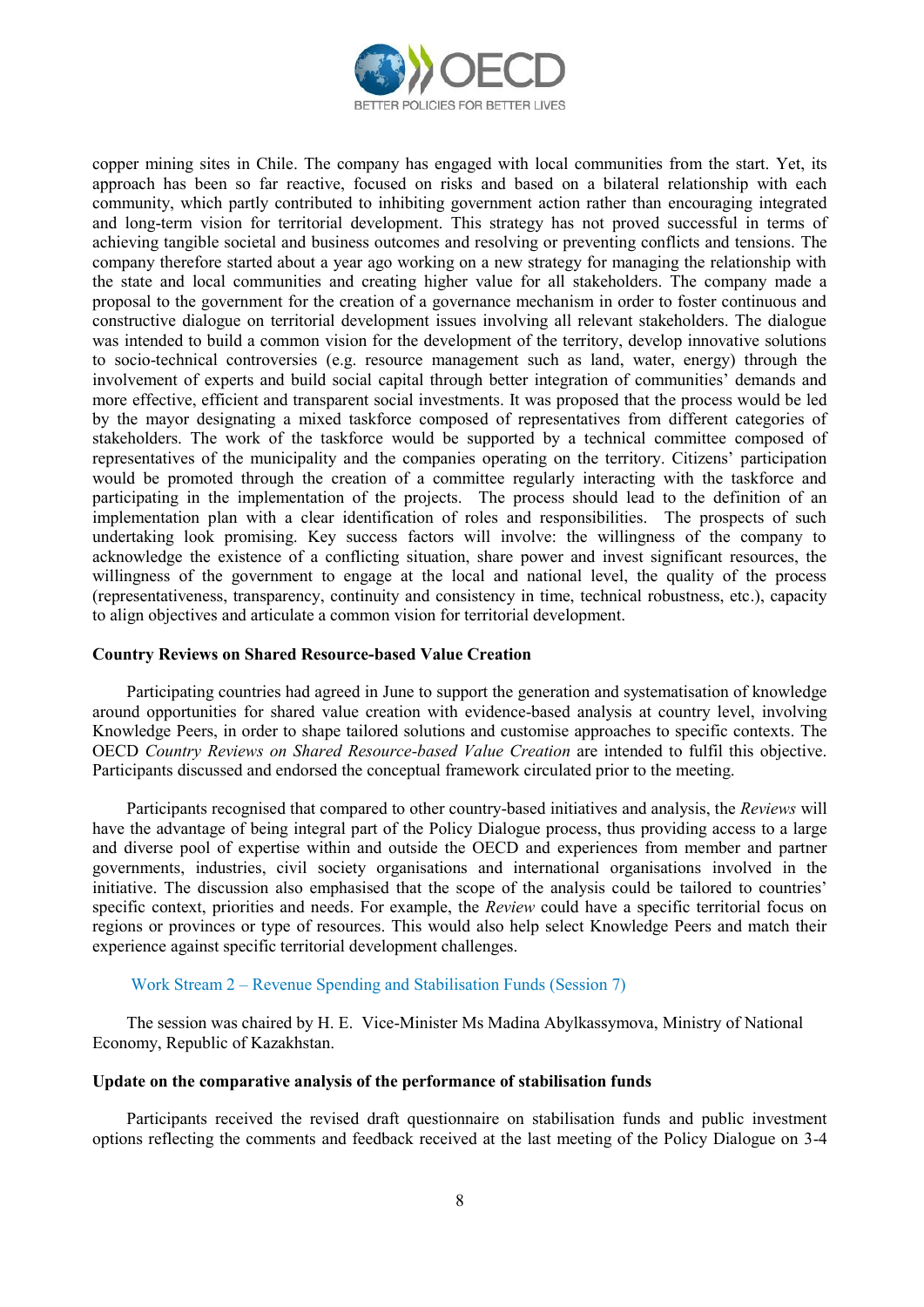copper mining sites in Chile. The company has engaged with local communities from the start. Yet, its approach has been so far reactive, focused on risks and based on a bilateral relationship with each community, which partly contributed to inhibiting government action rather than encouraging integrated and long-term vision for territorial development. This strategy has not proved successful in terms of achieving tangible societal and business outcomes and resolving or preventing conflicts and tensions. The company therefore started about a year ago working on a new strategy for managing the relationship with the state and local communities and creating higher value for all stakeholders. The company made a proposal to the government for the creation of a governance mechanism in order to foster continuous and constructive dialogue on territorial development issues involving all relevant stakeholders. The dialogue was intended to build a common vision for the development of the territory, develop innovative solutions to socio-technical controversies (e.g. resource management such as land, water, energy) through the involvement of experts and build social capital through better integration of communities' demands and more effective, efficient and transparent social investments. It was proposed that the process would be led by the mayor designating a mixed taskforce composed of representatives from different categories of stakeholders. The work of the taskforce would be supported by a technical committee composed of representatives of the municipality and the companies operating on the territory. Citizens' participation would be promoted through the creation of a committee regularly interacting with the taskforce and participating in the implementation of the projects. The process should lead to the definition of an implementation plan with a clear identification of roles and responsibilities. The prospects of such undertaking look promising. Key success factors will involve: the willingness of the company to acknowledge the existence of a conflicting situation, share power and invest significant resources, the willingness of the government to engage at the local and national level, the quality of the process (representativeness, transparency, continuity and consistency in time, technical robustness, etc.), capacity to align objectives and articulate a common vision for territorial development.

**Country Reviews on Shared Resource-based Value Creation**

Participating countries had agreed in June to support the generation and systematisation of knowledge around opportunities for shared value creation with evidence-based analysis at country level, involving Knowledge Peers, in order to shape tailored solutions and customise approaches to specific contexts. The OECD *Country Reviews on Shared Resource-based Value Creation* are intended to fulfil this objective. Participants discussed and endorsed the conceptual framework circulated prior to the meeting.

Participants recognised that compared to other country-based initiatives and analysis, the *Reviews* will have the advantage of being integral part of the Policy Dialogue process, thus providing access to a large and diverse pool of expertise within and outside the OECD and experiences from member and partner governments, industries, civil society organisations and international organisations involved in the initiative. The discussion also emphasised that the scope of the analysis could be tailored to countries' specific context, priorities and needs. For example, the *Review* could have a specific territorial focus on regions or provinces or type of resources. This would also help select Knowledge Peers and match their experience against specific territorial development challenges.

### Work Stream 2 – Revenue Spending and Stabilisation Funds (Session 7)

The session was chaired by H. E. Vice-Minister Ms Madina Abylkassymova, Ministry of National Economy, Republic of Kazakhstan.

**Update on the comparative analysis of the performance of stabilisation funds**

Participants received the revised draft questionnaire on stabilisation funds and public investment options reflecting the comments and feedback received at the last meeting of the Policy Dialogue on 3-4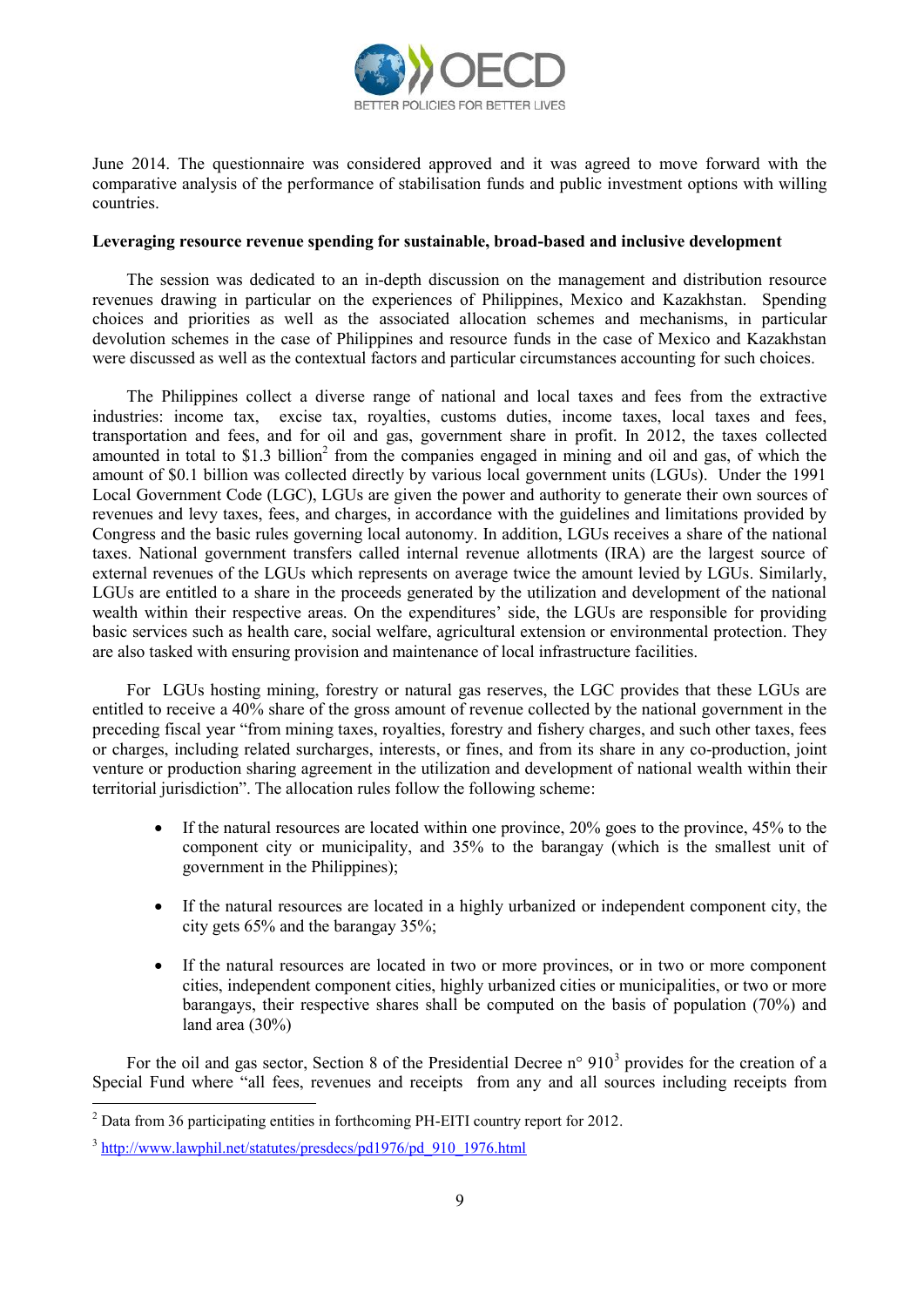June 2014. The questionnaire was considered approved and it was agreed to move forward with the comparative analysis of the performance of stabilisation funds and public investment options with willing countries.

**Leveraging resource revenue spending for sustainable, broad-based and inclusive development**

The session was dedicated to an in-depth discussion on the management and distribution resource revenues drawing in particular on the experiences of Philippines, Mexico and Kazakhstan. Spending choices and priorities as well as the associated allocation schemes and mechanisms, in particular devolution schemes in the case of Philippines and resource funds in the case of Mexico and Kazakhstan were discussed as well as the contextual factors and particular circumstances accounting for such choices.

The Philippines collect a diverse range of national and local taxes and fees from the extractive industries: income tax, excise tax, royalties, customs duties, income taxes, local taxes and fees, transportation and fees, and for oil and gas, government share in profit. In 2012, the taxes collected amounted in total to $1.3 billion[2] from the companies engaged in mining and oil and gas, of which the amount of $0.1 billion was collected directly by various local government units (LGUs). Under the 1991 Local Government Code (LGC), LGUs are given the power and authority to generate their own sources of revenues and levy taxes, fees, and charges, in accordance with the guidelines and limitations provided by Congress and the basic rules governing local autonomy. In addition, LGUs receives a share of the national taxes. National government transfers called internal revenue allotments (IRA) are the largest source of external revenues of the LGUs which represents on average twice the amount levied by LGUs. Similarly, LGUs are entitled to a share in the proceeds generated by the utilization and development of the national wealth within their respective areas. On the expenditures' side, the LGUs are responsible for providing basic services such as health care, social welfare, agricultural extension or environmental protection. They are also tasked with ensuring provision and maintenance of local infrastructure facilities.

For LGUs hosting mining, forestry or natural gas reserves, the LGC provides that these LGUs are entitled to receive a 40% share of the gross amount of revenue collected by the national government in the preceding fiscal year "from mining taxes, royalties, forestry and fishery charges, and such other taxes, fees or charges, including related surcharges, interests, or fines, and from its share in any co-production, joint venture or production sharing agreement in the utilization and development of national wealth within their territorial jurisdiction". The allocation rules follow the following scheme:

- If the natural resources are located within one province, 20% goes to the province, 45% to the component city or municipality, and 35% to the barangay (which is the smallest unit of government in the Philippines);
- If the natural resources are located in a highly urbanized or independent component city, the city gets 65% and the barangay 35%;
- If the natural resources are located in two or more provinces, or in two or more component cities, independent component cities, highly urbanized cities or municipalities, or two or more barangays, their respective shares shall be computed on the basis of population (70%) and land area (30%)

For the oil and gas sector, Section 8 of the Presidential Decree n° 910[3] provides for the creation of a Special Fund where "all fees, revenues and receipts from any and all sources including receipts from

---

[2] Data from 36 participating entities in forthcoming PH-EITI country report for 2012.

[3] http://www.lawphil.net/statutes/presdecs/pd1976/pd_910_1976.html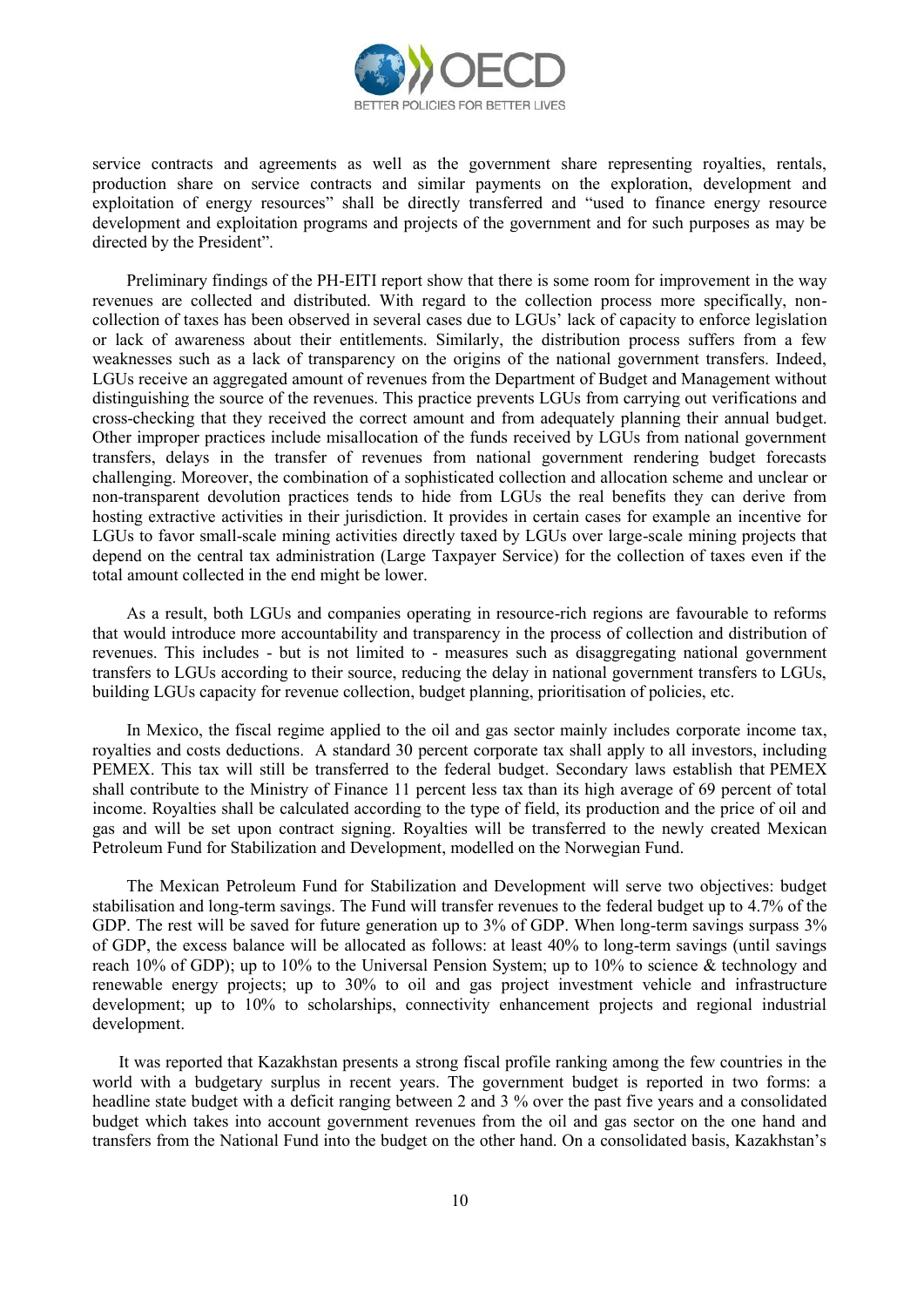service contracts and agreements as well as the government share representing royalties, rentals, production share on service contracts and similar payments on the exploration, development and exploitation of energy resources" shall be directly transferred and "used to finance energy resource development and exploitation programs and projects of the government and for such purposes as may be directed by the President".

Preliminary findings of the PH-EITI report show that there is some room for improvement in the way revenues are collected and distributed. With regard to the collection process more specifically, non-collection of taxes has been observed in several cases due to LGUs' lack of capacity to enforce legislation or lack of awareness about their entitlements. Similarly, the distribution process suffers from a few weaknesses such as a lack of transparency on the origins of the national government transfers. Indeed, LGUs receive an aggregated amount of revenues from the Department of Budget and Management without distinguishing the source of the revenues. This practice prevents LGUs from carrying out verifications and cross-checking that they received the correct amount and from adequately planning their annual budget. Other improper practices include misallocation of the funds received by LGUs from national government transfers, delays in the transfer of revenues from national government rendering budget forecasts challenging. Moreover, the combination of a sophisticated collection and allocation scheme and unclear or non-transparent devolution practices tends to hide from LGUs the real benefits they can derive from hosting extractive activities in their jurisdiction. It provides in certain cases for example an incentive for LGUs to favor small-scale mining activities directly taxed by LGUs over large-scale mining projects that depend on the central tax administration (Large Taxpayer Service) for the collection of taxes even if the total amount collected in the end might be lower.

As a result, both LGUs and companies operating in resource-rich regions are favourable to reforms that would introduce more accountability and transparency in the process of collection and distribution of revenues. This includes - but is not limited to - measures such as disaggregating national government transfers to LGUs according to their source, reducing the delay in national government transfers to LGUs, building LGUs capacity for revenue collection, budget planning, prioritisation of policies, etc.

In Mexico, the fiscal regime applied to the oil and gas sector mainly includes corporate income tax, royalties and costs deductions. A standard 30 percent corporate tax shall apply to all investors, including PEMEX. This tax will still be transferred to the federal budget. Secondary laws establish that PEMEX shall contribute to the Ministry of Finance 11 percent less tax than its high average of 69 percent of total income. Royalties shall be calculated according to the type of field, its production and the price of oil and gas and will be set upon contract signing. Royalties will be transferred to the newly created Mexican Petroleum Fund for Stabilization and Development, modelled on the Norwegian Fund.

The Mexican Petroleum Fund for Stabilization and Development will serve two objectives: budget stabilisation and long-term savings. The Fund will transfer revenues to the federal budget up to 4.7% of the GDP. The rest will be saved for future generation up to 3% of GDP. When long-term savings surpass 3% of GDP, the excess balance will be allocated as follows: at least 40% to long-term savings (until savings reach 10% of GDP); up to 10% to the Universal Pension System; up to 10% to science & technology and renewable energy projects; up to 30% to oil and gas project investment vehicle and infrastructure development; up to 10% to scholarships, connectivity enhancement projects and regional industrial development.

It was reported that Kazakhstan presents a strong fiscal profile ranking among the few countries in the world with a budgetary surplus in recent years. The government budget is reported in two forms: a headline state budget with a deficit ranging between 2 and 3 % over the past five years and a consolidated budget which takes into account government revenues from the oil and gas sector on the one hand and transfers from the National Fund into the budget on the other hand. On a consolidated basis, Kazakhstan's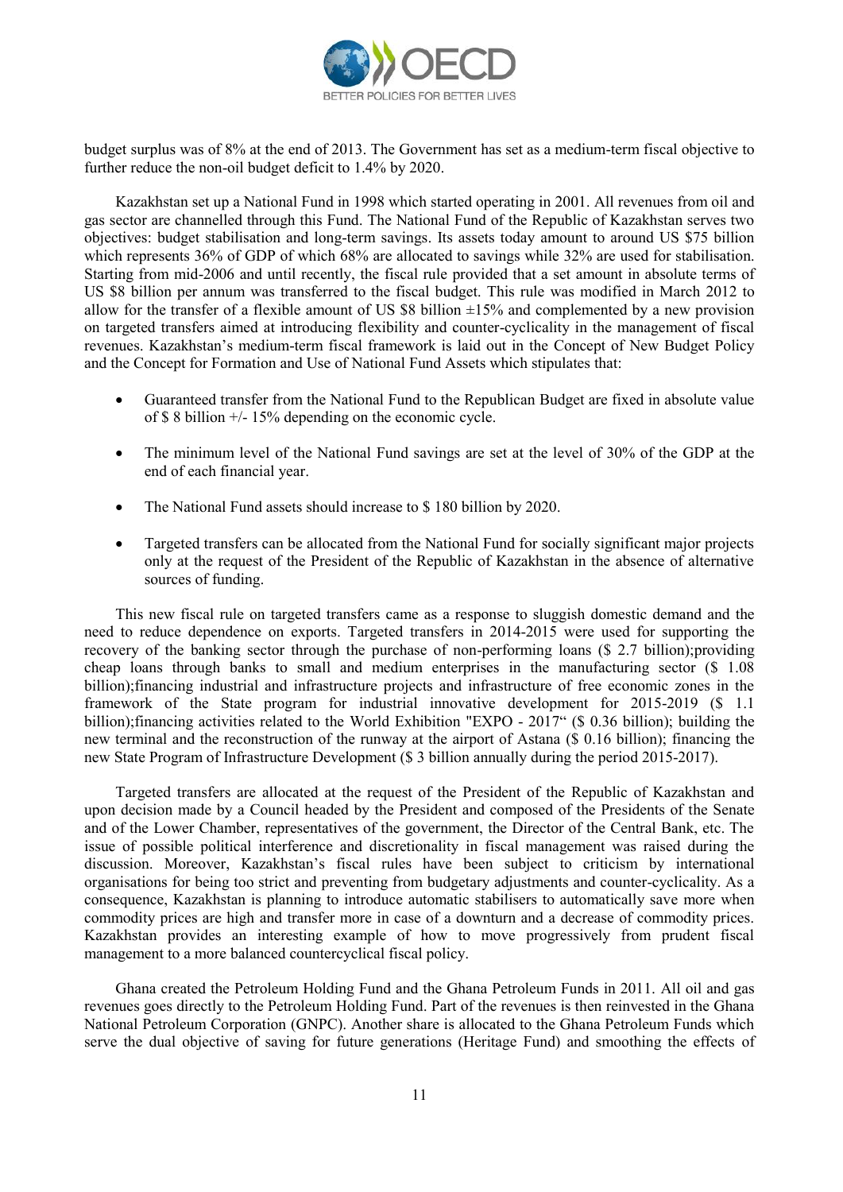budget surplus was of 8% at the end of 2013. The Government has set as a medium-term fiscal objective to further reduce the non-oil budget deficit to 1.4% by 2020.

Kazakhstan set up a National Fund in 1998 which started operating in 2001. All revenues from oil and gas sector are channelled through this Fund. The National Fund of the Republic of Kazakhstan serves two objectives: budget stabilisation and long-term savings. Its assets today amount to around US $75 billion which represents 36% of GDP of which 68% are allocated to savings while 32% are used for stabilisation. Starting from mid-2006 and until recently, the fiscal rule provided that a set amount in absolute terms of US $8 billion per annum was transferred to the fiscal budget. This rule was modified in March 2012 to allow for the transfer of a flexible amount of US $8 billion ±15% and complemented by a new provision on targeted transfers aimed at introducing flexibility and counter-cyclicality in the management of fiscal revenues. Kazakhstan's medium-term fiscal framework is laid out in the Concept of New Budget Policy and the Concept for Formation and Use of National Fund Assets which stipulates that:

- Guaranteed transfer from the National Fund to the Republican Budget are fixed in absolute value of $ 8 billion +/- 15% depending on the economic cycle.
- The minimum level of the National Fund savings are set at the level of 30% of the GDP at the end of each financial year.
- The National Fund assets should increase to $ 180 billion by 2020.
- Targeted transfers can be allocated from the National Fund for socially significant major projects only at the request of the President of the Republic of Kazakhstan in the absence of alternative sources of funding.

This new fiscal rule on targeted transfers came as a response to sluggish domestic demand and the need to reduce dependence on exports. Targeted transfers in 2014-2015 were used for supporting the recovery of the banking sector through the purchase of non-performing loans ($ 2.7 billion);providing cheap loans through banks to small and medium enterprises in the manufacturing sector ($ 1.08 billion);financing industrial and infrastructure projects and infrastructure of free economic zones in the framework of the State program for industrial innovative development for 2015-2019 ($ 1.1 billion);financing activities related to the World Exhibition "EXPO - 2017" ($ 0.36 billion); building the new terminal and the reconstruction of the runway at the airport of Astana ($ 0.16 billion); financing the new State Program of Infrastructure Development ($ 3 billion annually during the period 2015-2017).

Targeted transfers are allocated at the request of the President of the Republic of Kazakhstan and upon decision made by a Council headed by the President and composed of the Presidents of the Senate and of the Lower Chamber, representatives of the government, the Director of the Central Bank, etc. The issue of possible political interference and discretionality in fiscal management was raised during the discussion. Moreover, Kazakhstan's fiscal rules have been subject to criticism by international organisations for being too strict and preventing from budgetary adjustments and counter-cyclicality. As a consequence, Kazakhstan is planning to introduce automatic stabilisers to automatically save more when commodity prices are high and transfer more in case of a downturn and a decrease of commodity prices. Kazakhstan provides an interesting example of how to move progressively from prudent fiscal management to a more balanced countercyclical fiscal policy.

Ghana created the Petroleum Holding Fund and the Ghana Petroleum Funds in 2011. All oil and gas revenues goes directly to the Petroleum Holding Fund. Part of the revenues is then reinvested in the Ghana National Petroleum Corporation (GNPC). Another share is allocated to the Ghana Petroleum Funds which serve the dual objective of saving for future generations (Heritage Fund) and smoothing the effects of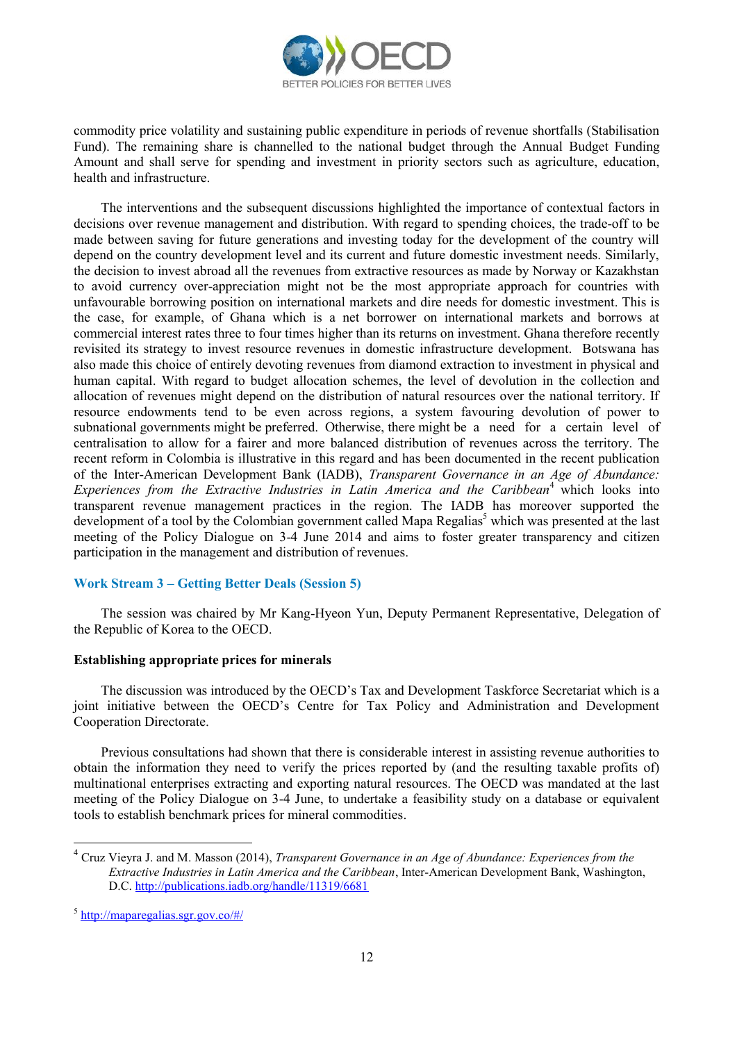commodity price volatility and sustaining public expenditure in periods of revenue shortfalls (Stabilisation Fund). The remaining share is channelled to the national budget through the Annual Budget Funding Amount and shall serve for spending and investment in priority sectors such as agriculture, education, health and infrastructure.

The interventions and the subsequent discussions highlighted the importance of contextual factors in decisions over revenue management and distribution. With regard to spending choices, the trade-off to be made between saving for future generations and investing today for the development of the country will depend on the country development level and its current and future domestic investment needs. Similarly, the decision to invest abroad all the revenues from extractive resources as made by Norway or Kazakhstan to avoid currency over-appreciation might not be the most appropriate approach for countries with unfavourable borrowing position on international markets and dire needs for domestic investment. This is the case, for example, of Ghana which is a net borrower on international markets and borrows at commercial interest rates three to four times higher than its returns on investment. Ghana therefore recently revisited its strategy to invest resource revenues in domestic infrastructure development. Botswana has also made this choice of entirely devoting revenues from diamond extraction to investment in physical and human capital. With regard to budget allocation schemes, the level of devolution in the collection and allocation of revenues might depend on the distribution of natural resources over the national territory. If resource endowments tend to be even across regions, a system favouring devolution of power to subnational governments might be preferred. Otherwise, there might be a need for a certain level of centralisation to allow for a fairer and more balanced distribution of revenues across the territory. The recent reform in Colombia is illustrative in this regard and has been documented in the recent publication of the Inter-American Development Bank (IADB), *Transparent Governance in an Age of Abundance: Experiences from the Extractive Industries in Latin America and the Caribbean*[4] which looks into transparent revenue management practices in the region. The IADB has moreover supported the development of a tool by the Colombian government called Mapa Regalias[5] which was presented at the last meeting of the Policy Dialogue on 3-4 June 2014 and aims to foster greater transparency and citizen participation in the management and distribution of revenues.

## Work Stream 3 – Getting Better Deals (Session 5)

The session was chaired by Mr Kang-Hyeon Yun, Deputy Permanent Representative, Delegation of the Republic of Korea to the OECD.

### Establishing appropriate prices for minerals

The discussion was introduced by the OECD's Tax and Development Taskforce Secretariat which is a joint initiative between the OECD's Centre for Tax Policy and Administration and Development Cooperation Directorate.

Previous consultations had shown that there is considerable interest in assisting revenue authorities to obtain the information they need to verify the prices reported by (and the resulting taxable profits of) multinational enterprises extracting and exporting natural resources. The OECD was mandated at the last meeting of the Policy Dialogue on 3-4 June, to undertake a feasibility study on a database or equivalent tools to establish benchmark prices for mineral commodities.

---

[4] Cruz Vieyra J. and M. Masson (2014), *Transparent Governance in an Age of Abundance: Experiences from the Extractive Industries in Latin America and the Caribbean*, Inter-American Development Bank, Washington, D.C. http://publications.iadb.org/handle/11319/6681

[5] http://maparegalias.sgr.gov.co/#/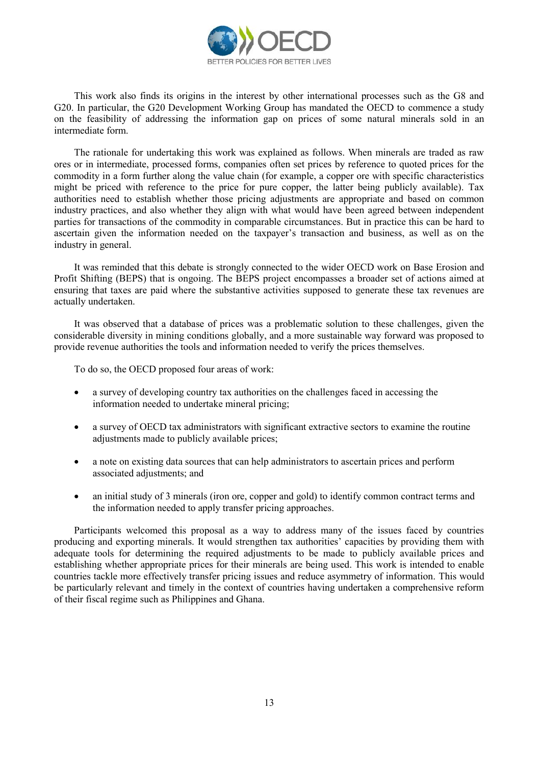This work also finds its origins in the interest by other international processes such as the G8 and G20. In particular, the G20 Development Working Group has mandated the OECD to commence a study on the feasibility of addressing the information gap on prices of some natural minerals sold in an intermediate form.

The rationale for undertaking this work was explained as follows. When minerals are traded as raw ores or in intermediate, processed forms, companies often set prices by reference to quoted prices for the commodity in a form further along the value chain (for example, a copper ore with specific characteristics might be priced with reference to the price for pure copper, the latter being publicly available). Tax authorities need to establish whether those pricing adjustments are appropriate and based on common industry practices, and also whether they align with what would have been agreed between independent parties for transactions of the commodity in comparable circumstances. But in practice this can be hard to ascertain given the information needed on the taxpayer's transaction and business, as well as on the industry in general.

It was reminded that this debate is strongly connected to the wider OECD work on Base Erosion and Profit Shifting (BEPS) that is ongoing. The BEPS project encompasses a broader set of actions aimed at ensuring that taxes are paid where the substantive activities supposed to generate these tax revenues are actually undertaken.

It was observed that a database of prices was a problematic solution to these challenges, given the considerable diversity in mining conditions globally, and a more sustainable way forward was proposed to provide revenue authorities the tools and information needed to verify the prices themselves.

To do so, the OECD proposed four areas of work:

- a survey of developing country tax authorities on the challenges faced in accessing the information needed to undertake mineral pricing;
- a survey of OECD tax administrators with significant extractive sectors to examine the routine adjustments made to publicly available prices;
- a note on existing data sources that can help administrators to ascertain prices and perform associated adjustments; and
- an initial study of 3 minerals (iron ore, copper and gold) to identify common contract terms and the information needed to apply transfer pricing approaches.

Participants welcomed this proposal as a way to address many of the issues faced by countries producing and exporting minerals. It would strengthen tax authorities' capacities by providing them with adequate tools for determining the required adjustments to be made to publicly available prices and establishing whether appropriate prices for their minerals are being used. This work is intended to enable countries tackle more effectively transfer pricing issues and reduce asymmetry of information. This would be particularly relevant and timely in the context of countries having undertaken a comprehensive reform of their fiscal regime such as Philippines and Ghana.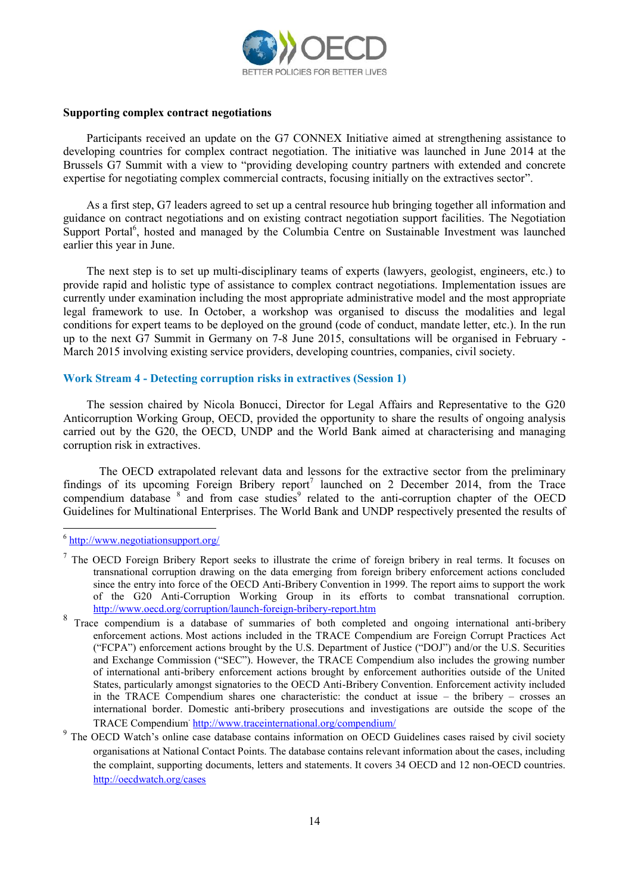**Supporting complex contract negotiations**

Participants received an update on the G7 CONNEX Initiative aimed at strengthening assistance to developing countries for complex contract negotiation. The initiative was launched in June 2014 at the Brussels G7 Summit with a view to "providing developing country partners with extended and concrete expertise for negotiating complex commercial contracts, focusing initially on the extractives sector".

As a first step, G7 leaders agreed to set up a central resource hub bringing together all information and guidance on contract negotiations and on existing contract negotiation support facilities. The Negotiation Support Portal[6], hosted and managed by the Columbia Centre on Sustainable Investment was launched earlier this year in June.

The next step is to set up multi-disciplinary teams of experts (lawyers, geologist, engineers, etc.) to provide rapid and holistic type of assistance to complex contract negotiations. Implementation issues are currently under examination including the most appropriate administrative model and the most appropriate legal framework to use. In October, a workshop was organised to discuss the modalities and legal conditions for expert teams to be deployed on the ground (code of conduct, mandate letter, etc.). In the run up to the next G7 Summit in Germany on 7-8 June 2015, consultations will be organised in February - March 2015 involving existing service providers, developing countries, companies, civil society.

## Work Stream 4 - Detecting corruption risks in extractives (Session 1)

The session chaired by Nicola Bonucci, Director for Legal Affairs and Representative to the G20 Anticorruption Working Group, OECD, provided the opportunity to share the results of ongoing analysis carried out by the G20, the OECD, UNDP and the World Bank aimed at characterising and managing corruption risk in extractives.

The OECD extrapolated relevant data and lessons for the extractive sector from the preliminary findings of its upcoming Foreign Bribery report[7] launched on 2 December 2014, from the Trace compendium database [8] and from case studies[9] related to the anti-corruption chapter of the OECD Guidelines for Multinational Enterprises. The World Bank and UNDP respectively presented the results of

---

[6] http://www.negotiationsupport.org/

[7] The OECD Foreign Bribery Report seeks to illustrate the crime of foreign bribery in real terms. It focuses on transnational corruption drawing on the data emerging from foreign bribery enforcement actions concluded since the entry into force of the OECD Anti-Bribery Convention in 1999. The report aims to support the work of the G20 Anti-Corruption Working Group in its efforts to combat transnational corruption. http://www.oecd.org/corruption/launch-foreign-bribery-report.htm

[8] Trace compendium is a database of summaries of both completed and ongoing international anti-bribery enforcement actions. Most actions included in the TRACE Compendium are Foreign Corrupt Practices Act ("FCPA") enforcement actions brought by the U.S. Department of Justice ("DOJ") and/or the U.S. Securities and Exchange Commission ("SEC"). However, the TRACE Compendium also includes the growing number of international anti-bribery enforcement actions brought by enforcement authorities outside of the United States, particularly amongst signatories to the OECD Anti-Bribery Convention. Enforcement activity included in the TRACE Compendium shares one characteristic: the conduct at issue – the bribery – crosses an international border. Domestic anti-bribery prosecutions and investigations are outside the scope of the TRACE Compendium. http://www.traceinternational.org/compendium/

[9] The OECD Watch's online case database contains information on OECD Guidelines cases raised by civil society organisations at National Contact Points. The database contains relevant information about the cases, including the complaint, supporting documents, letters and statements. It covers 34 OECD and 12 non-OECD countries. http://oecdwatch.org/cases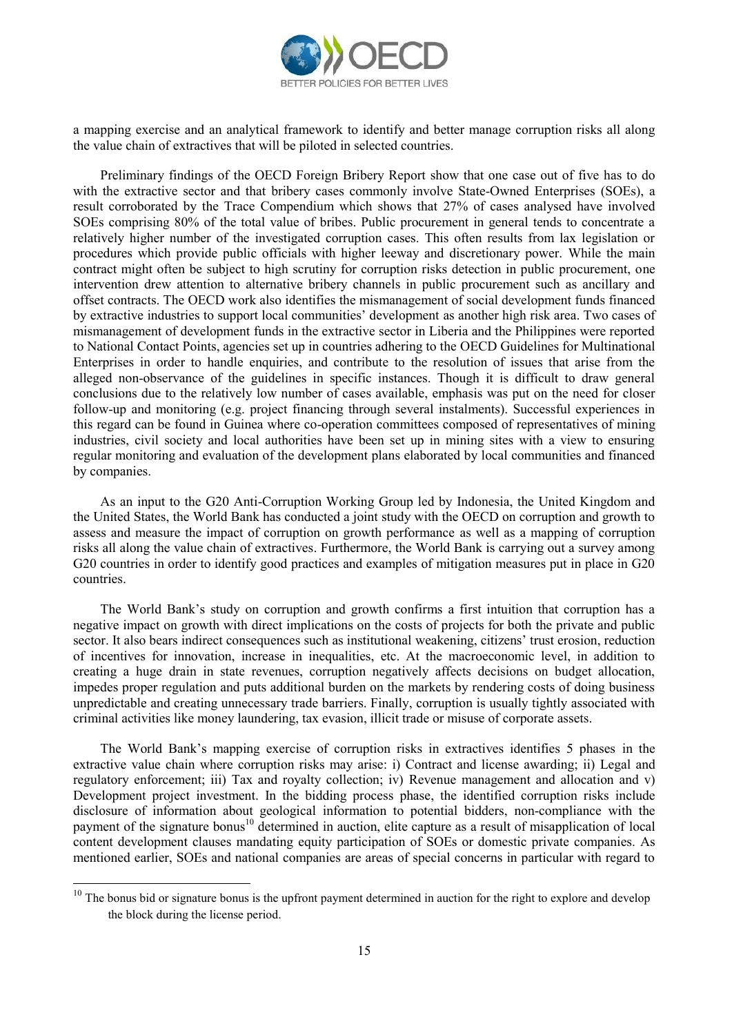a mapping exercise and an analytical framework to identify and better manage corruption risks all along the value chain of extractives that will be piloted in selected countries.

Preliminary findings of the OECD Foreign Bribery Report show that one case out of five has to do with the extractive sector and that bribery cases commonly involve State-Owned Enterprises (SOEs), a result corroborated by the Trace Compendium which shows that 27% of cases analysed have involved SOEs comprising 80% of the total value of bribes. Public procurement in general tends to concentrate a relatively higher number of the investigated corruption cases. This often results from lax legislation or procedures which provide public officials with higher leeway and discretionary power. While the main contract might often be subject to high scrutiny for corruption risks detection in public procurement, one intervention drew attention to alternative bribery channels in public procurement such as ancillary and offset contracts. The OECD work also identifies the mismanagement of social development funds financed by extractive industries to support local communities' development as another high risk area. Two cases of mismanagement of development funds in the extractive sector in Liberia and the Philippines were reported to National Contact Points, agencies set up in countries adhering to the OECD Guidelines for Multinational Enterprises in order to handle enquiries, and contribute to the resolution of issues that arise from the alleged non-observance of the guidelines in specific instances. Though it is difficult to draw general conclusions due to the relatively low number of cases available, emphasis was put on the need for closer follow-up and monitoring (e.g. project financing through several instalments). Successful experiences in this regard can be found in Guinea where co-operation committees composed of representatives of mining industries, civil society and local authorities have been set up in mining sites with a view to ensuring regular monitoring and evaluation of the development plans elaborated by local communities and financed by companies.

As an input to the G20 Anti-Corruption Working Group led by Indonesia, the United Kingdom and the United States, the World Bank has conducted a joint study with the OECD on corruption and growth to assess and measure the impact of corruption on growth performance as well as a mapping of corruption risks all along the value chain of extractives. Furthermore, the World Bank is carrying out a survey among G20 countries in order to identify good practices and examples of mitigation measures put in place in G20 countries.

The World Bank's study on corruption and growth confirms a first intuition that corruption has a negative impact on growth with direct implications on the costs of projects for both the private and public sector. It also bears indirect consequences such as institutional weakening, citizens' trust erosion, reduction of incentives for innovation, increase in inequalities, etc. At the macroeconomic level, in addition to creating a huge drain in state revenues, corruption negatively affects decisions on budget allocation, impedes proper regulation and puts additional burden on the markets by rendering costs of doing business unpredictable and creating unnecessary trade barriers. Finally, corruption is usually tightly associated with criminal activities like money laundering, tax evasion, illicit trade or misuse of corporate assets.

The World Bank's mapping exercise of corruption risks in extractives identifies 5 phases in the extractive value chain where corruption risks may arise: i) Contract and license awarding; ii) Legal and regulatory enforcement; iii) Tax and royalty collection; iv) Revenue management and allocation and v) Development project investment. In the bidding process phase, the identified corruption risks include disclosure of information about geological information to potential bidders, non-compliance with the payment of the signature bonus[10] determined in auction, elite capture as a result of misapplication of local content development clauses mandating equity participation of SOEs or domestic private companies. As mentioned earlier, SOEs and national companies are areas of special concerns in particular with regard to

[10] The bonus bid or signature bonus is the upfront payment determined in auction for the right to explore and develop the block during the license period.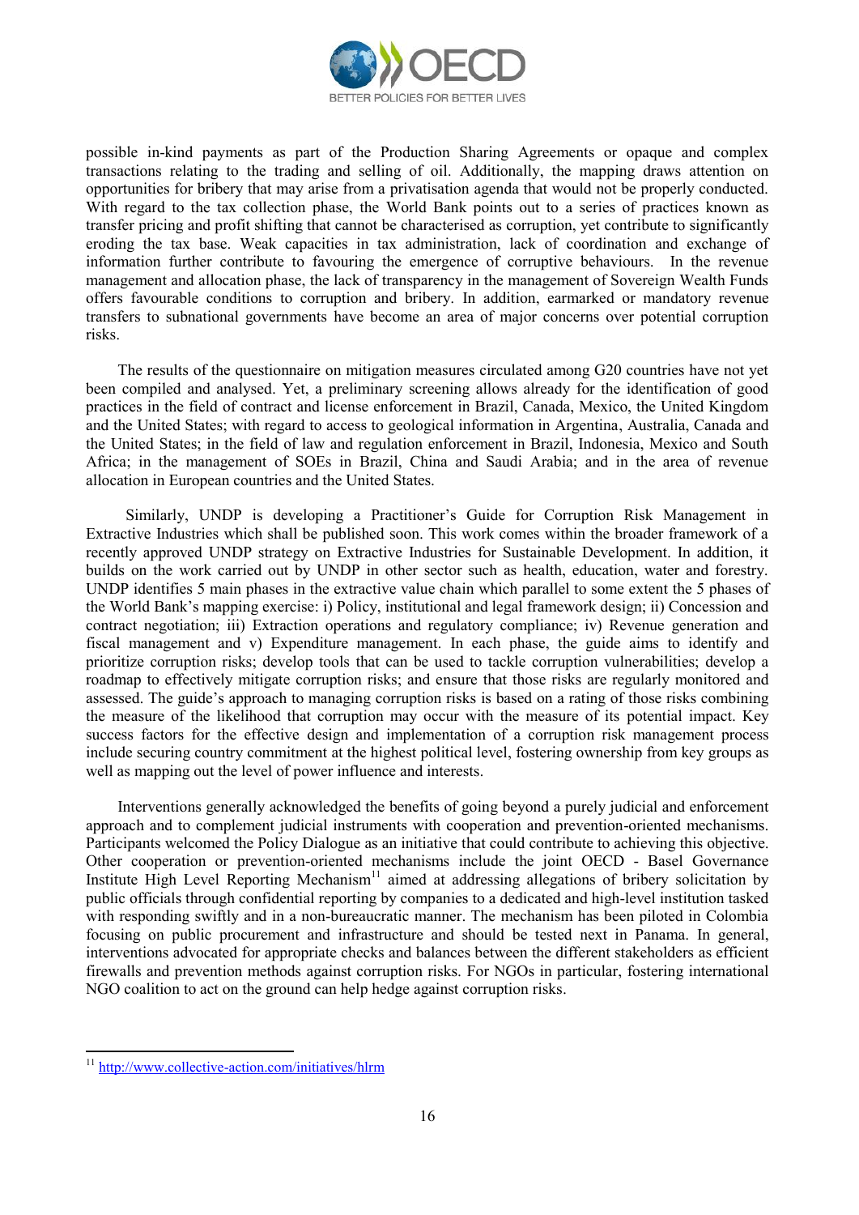possible in-kind payments as part of the Production Sharing Agreements or opaque and complex transactions relating to the trading and selling of oil. Additionally, the mapping draws attention on opportunities for bribery that may arise from a privatisation agenda that would not be properly conducted. With regard to the tax collection phase, the World Bank points out to a series of practices known as transfer pricing and profit shifting that cannot be characterised as corruption, yet contribute to significantly eroding the tax base. Weak capacities in tax administration, lack of coordination and exchange of information further contribute to favouring the emergence of corruptive behaviours. In the revenue management and allocation phase, the lack of transparency in the management of Sovereign Wealth Funds offers favourable conditions to corruption and bribery. In addition, earmarked or mandatory revenue transfers to subnational governments have become an area of major concerns over potential corruption risks.

The results of the questionnaire on mitigation measures circulated among G20 countries have not yet been compiled and analysed. Yet, a preliminary screening allows already for the identification of good practices in the field of contract and license enforcement in Brazil, Canada, Mexico, the United Kingdom and the United States; with regard to access to geological information in Argentina, Australia, Canada and the United States; in the field of law and regulation enforcement in Brazil, Indonesia, Mexico and South Africa; in the management of SOEs in Brazil, China and Saudi Arabia; and in the area of revenue allocation in European countries and the United States.

Similarly, UNDP is developing a Practitioner's Guide for Corruption Risk Management in Extractive Industries which shall be published soon. This work comes within the broader framework of a recently approved UNDP strategy on Extractive Industries for Sustainable Development. In addition, it builds on the work carried out by UNDP in other sector such as health, education, water and forestry. UNDP identifies 5 main phases in the extractive value chain which parallel to some extent the 5 phases of the World Bank's mapping exercise: i) Policy, institutional and legal framework design; ii) Concession and contract negotiation; iii) Extraction operations and regulatory compliance; iv) Revenue generation and fiscal management and v) Expenditure management. In each phase, the guide aims to identify and prioritize corruption risks; develop tools that can be used to tackle corruption vulnerabilities; develop a roadmap to effectively mitigate corruption risks; and ensure that those risks are regularly monitored and assessed. The guide's approach to managing corruption risks is based on a rating of those risks combining the measure of the likelihood that corruption may occur with the measure of its potential impact. Key success factors for the effective design and implementation of a corruption risk management process include securing country commitment at the highest political level, fostering ownership from key groups as well as mapping out the level of power influence and interests.

Interventions generally acknowledged the benefits of going beyond a purely judicial and enforcement approach and to complement judicial instruments with cooperation and prevention-oriented mechanisms. Participants welcomed the Policy Dialogue as an initiative that could contribute to achieving this objective. Other cooperation or prevention-oriented mechanisms include the joint OECD - Basel Governance Institute High Level Reporting Mechanism[11] aimed at addressing allegations of bribery solicitation by public officials through confidential reporting by companies to a dedicated and high-level institution tasked with responding swiftly and in a non-bureaucratic manner. The mechanism has been piloted in Colombia focusing on public procurement and infrastructure and should be tested next in Panama. In general, interventions advocated for appropriate checks and balances between the different stakeholders as efficient firewalls and prevention methods against corruption risks. For NGOs in particular, fostering international NGO coalition to act on the ground can help hedge against corruption risks.

---

[11] http://www.collective-action.com/initiatives/hlrm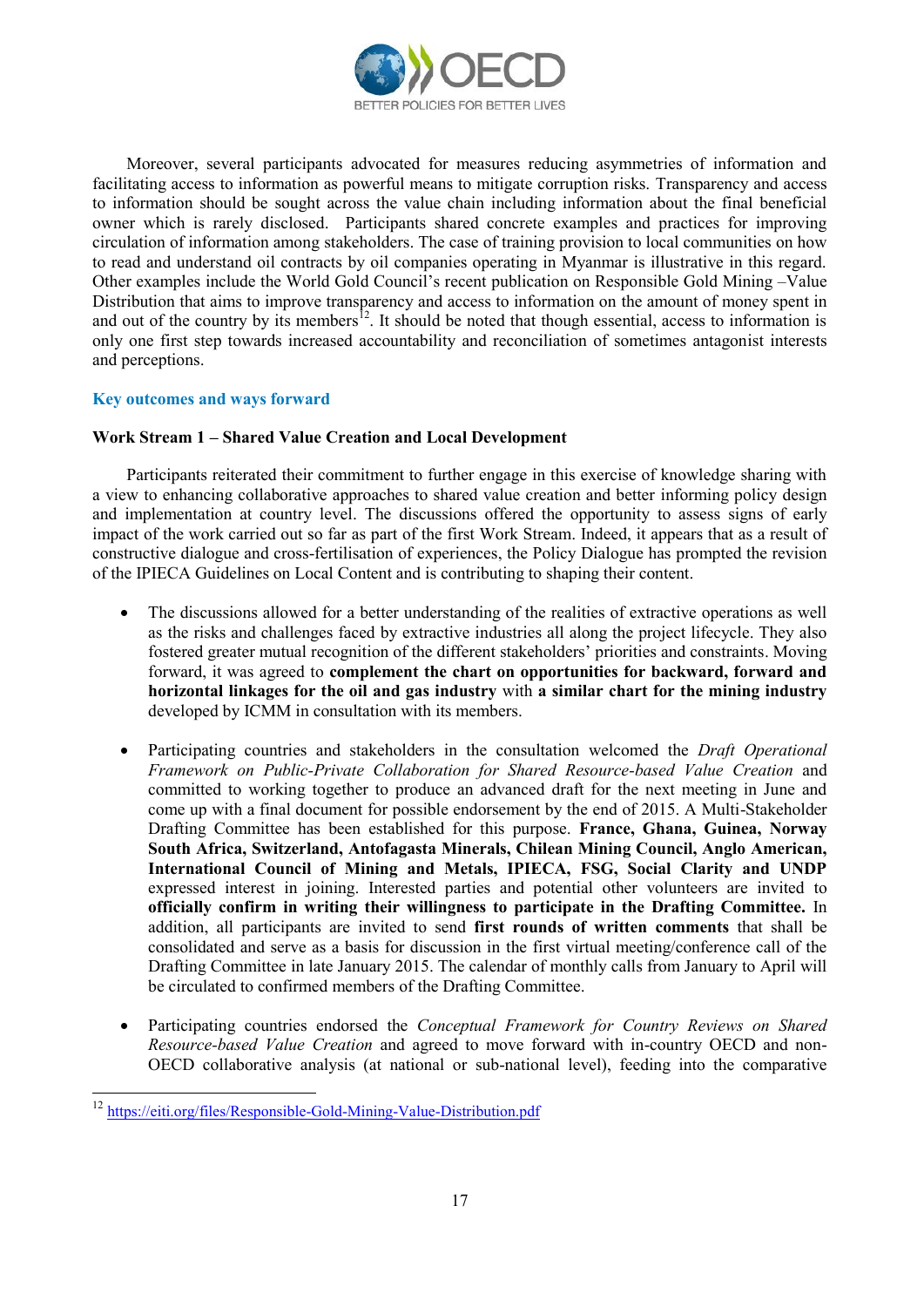Moreover, several participants advocated for measures reducing asymmetries of information and facilitating access to information as powerful means to mitigate corruption risks. Transparency and access to information should be sought across the value chain including information about the final beneficial owner which is rarely disclosed. Participants shared concrete examples and practices for improving circulation of information among stakeholders. The case of training provision to local communities on how to read and understand oil contracts by oil companies operating in Myanmar is illustrative in this regard. Other examples include the World Gold Council's recent publication on Responsible Gold Mining –Value Distribution that aims to improve transparency and access to information on the amount of money spent in and out of the country by its members[12]. It should be noted that though essential, access to information is only one first step towards increased accountability and reconciliation of sometimes antagonist interests and perceptions.

## Key outcomes and ways forward

### Work Stream 1 – Shared Value Creation and Local Development

Participants reiterated their commitment to further engage in this exercise of knowledge sharing with a view to enhancing collaborative approaches to shared value creation and better informing policy design and implementation at country level. The discussions offered the opportunity to assess signs of early impact of the work carried out so far as part of the first Work Stream. Indeed, it appears that as a result of constructive dialogue and cross-fertilisation of experiences, the Policy Dialogue has prompted the revision of the IPIECA Guidelines on Local Content and is contributing to shaping their content.

- The discussions allowed for a better understanding of the realities of extractive operations as well as the risks and challenges faced by extractive industries all along the project lifecycle. They also fostered greater mutual recognition of the different stakeholders' priorities and constraints. Moving forward, it was agreed to **complement the chart on opportunities for backward, forward and horizontal linkages for the oil and gas industry** with **a similar chart for the mining industry** developed by ICMM in consultation with its members.

- Participating countries and stakeholders in the consultation welcomed the *Draft Operational Framework on Public-Private Collaboration for Shared Resource-based Value Creation* and committed to working together to produce an advanced draft for the next meeting in June and come up with a final document for possible endorsement by the end of 2015. A Multi-Stakeholder Drafting Committee has been established for this purpose. **France, Ghana, Guinea, Norway South Africa, Switzerland, Antofagasta Minerals, Chilean Mining Council, Anglo American, International Council of Mining and Metals, IPIECA, FSG, Social Clarity and UNDP** expressed interest in joining. Interested parties and potential other volunteers are invited to **officially confirm in writing their willingness to participate in the Drafting Committee.** In addition, all participants are invited to send **first rounds of written comments** that shall be consolidated and serve as a basis for discussion in the first virtual meeting/conference call of the Drafting Committee in late January 2015. The calendar of monthly calls from January to April will be circulated to confirmed members of the Drafting Committee.

- Participating countries endorsed the *Conceptual Framework for Country Reviews on Shared Resource-based Value Creation* and agreed to move forward with in-country OECD and non-OECD collaborative analysis (at national or sub-national level), feeding into the comparative

---

[12] https://eiti.org/files/Responsible-Gold-Mining-Value-Distribution.pdf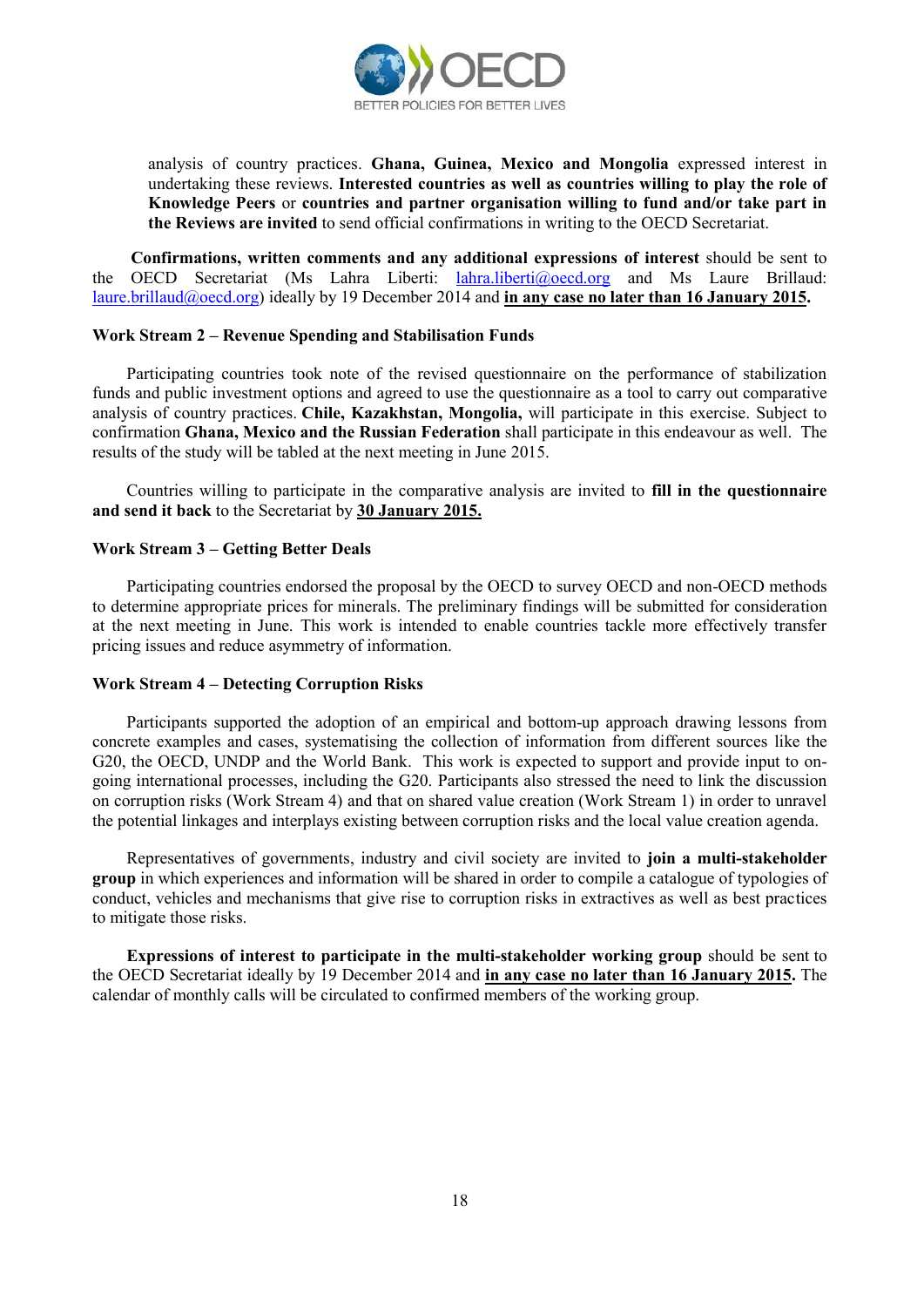analysis of country practices. **Ghana, Guinea, Mexico and Mongolia** expressed interest in undertaking these reviews. **Interested countries as well as countries willing to play the role of Knowledge Peers** or **countries and partner organisation willing to fund and/or take part in the Reviews are invited** to send official confirmations in writing to the OECD Secretariat.

**Confirmations, written comments and any additional expressions of interest** should be sent to the OECD Secretariat (Ms Lahra Liberti: lahra.liberti@oecd.org and Ms Laure Brillaud: laure.brillaud@oecd.org) ideally by 19 December 2014 and **<u>in any case no later than 16 January 2015</u>.**

**Work Stream 2 – Revenue Spending and Stabilisation Funds**

Participating countries took note of the revised questionnaire on the performance of stabilization funds and public investment options and agreed to use the questionnaire as a tool to carry out comparative analysis of country practices. **Chile, Kazakhstan, Mongolia,** will participate in this exercise. Subject to confirmation **Ghana, Mexico and the Russian Federation** shall participate in this endeavour as well. The results of the study will be tabled at the next meeting in June 2015.

Countries willing to participate in the comparative analysis are invited to **fill in the questionnaire and send it back** to the Secretariat by **<u>30 January 2015.</u>**

**Work Stream 3 – Getting Better Deals**

Participating countries endorsed the proposal by the OECD to survey OECD and non-OECD methods to determine appropriate prices for minerals. The preliminary findings will be submitted for consideration at the next meeting in June. This work is intended to enable countries tackle more effectively transfer pricing issues and reduce asymmetry of information.

**Work Stream 4 – Detecting Corruption Risks**

Participants supported the adoption of an empirical and bottom-up approach drawing lessons from concrete examples and cases, systematising the collection of information from different sources like the G20, the OECD, UNDP and the World Bank. This work is expected to support and provide input to on-going international processes, including the G20. Participants also stressed the need to link the discussion on corruption risks (Work Stream 4) and that on shared value creation (Work Stream 1) in order to unravel the potential linkages and interplays existing between corruption risks and the local value creation agenda.

Representatives of governments, industry and civil society are invited to **join a multi-stakeholder group** in which experiences and information will be shared in order to compile a catalogue of typologies of conduct, vehicles and mechanisms that give rise to corruption risks in extractives as well as best practices to mitigate those risks.

**Expressions of interest to participate in the multi-stakeholder working group** should be sent to the OECD Secretariat ideally by 19 December 2014 and **<u>in any case no later than 16 January 2015</u>.** The calendar of monthly calls will be circulated to confirmed members of the working group.